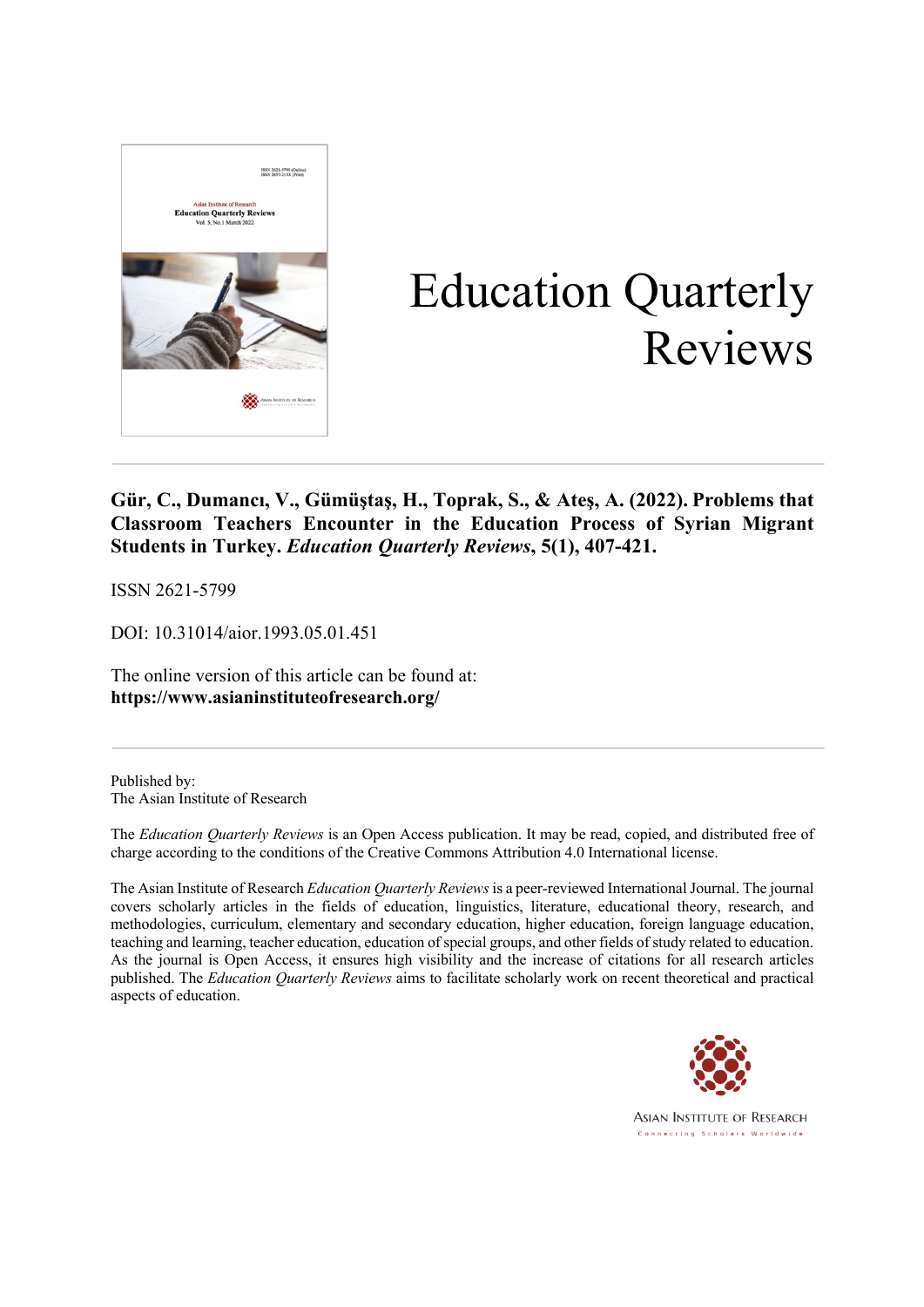# Education Quarterly Reviews

**Gür, C., Dumancı, V., Gümüştaş, H., Toprak, S., & Ateş, A. (2022). Problems that Classroom Teachers Encounter in the Education Process of Syrian Migrant Students in Turkey. *Education Quarterly Reviews*, 5(1), 407-421.**

ISSN 2621-5799

DOI: 10.31014/aior.1993.05.01.451

The online version of this article can be found at:
**https://www.asianinstituteofresearch.org/**

---

Published by:
The Asian Institute of Research

The *Education Quarterly Reviews* is an Open Access publication. It may be read, copied, and distributed free of charge according to the conditions of the Creative Commons Attribution 4.0 International license.

The Asian Institute of Research *Education Quarterly Reviews* is a peer-reviewed International Journal. The journal covers scholarly articles in the fields of education, linguistics, literature, educational theory, research, and methodologies, curriculum, elementary and secondary education, higher education, foreign language education, teaching and learning, teacher education, education of special groups, and other fields of study related to education. As the journal is Open Access, it ensures high visibility and the increase of citations for all research articles published. The *Education Quarterly Reviews* aims to facilitate scholarly work on recent theoretical and practical aspects of education.

ASIAN INSTITUTE OF RESEARCH
Connecting Scholars Worldwide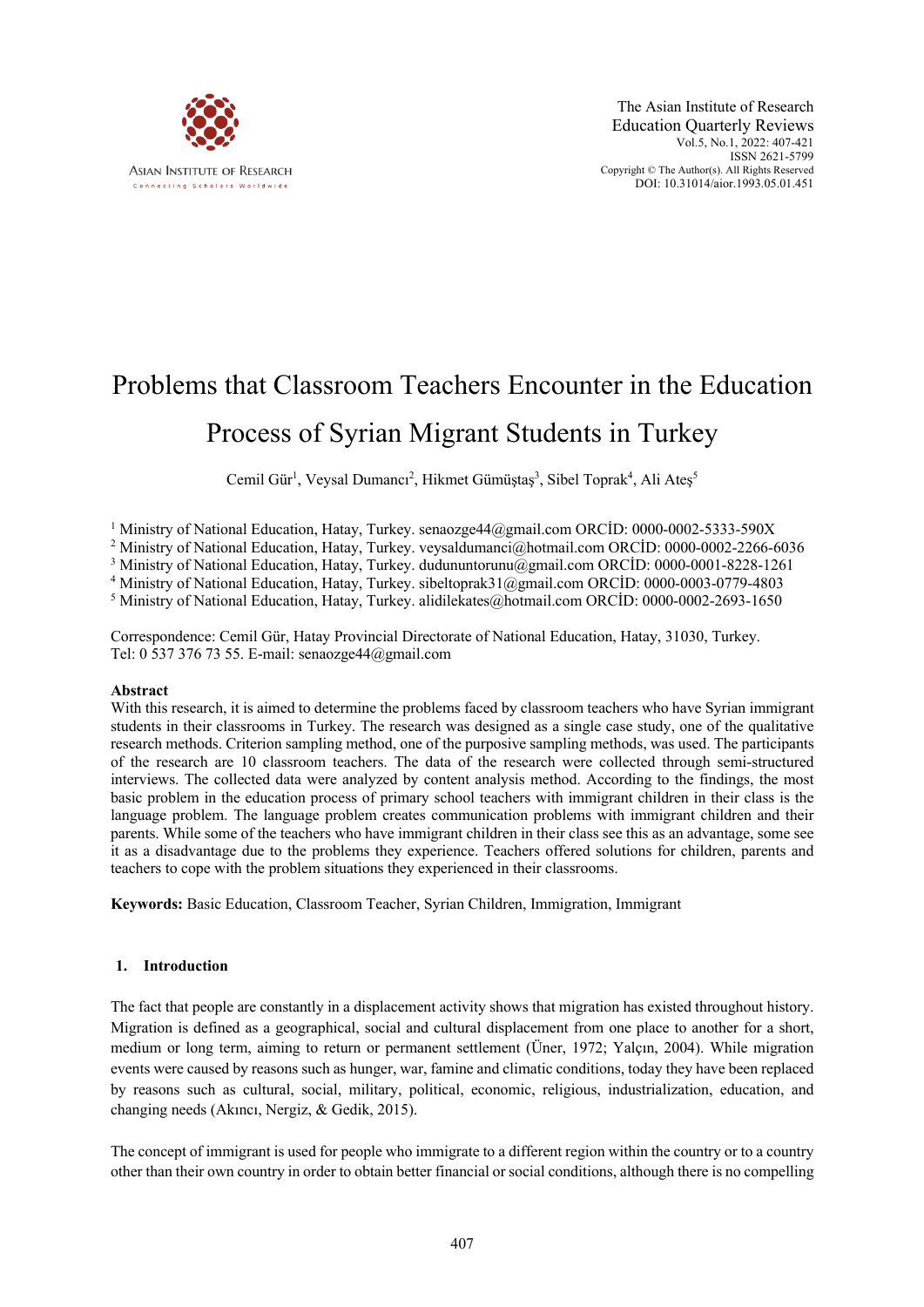# Problems that Classroom Teachers Encounter in the Education Process of Syrian Migrant Students in Turkey

Cemil Gür[1], Veysal Dumancı[2], Hikmet Gümüştaş[3], Sibel Toprak[4], Ali Ateş[5]

[1] Ministry of National Education, Hatay, Turkey. senaozge44@gmail.com ORCİD: 0000-0002-5333-590X
[2] Ministry of National Education, Hatay, Turkey. veysaldumanci@hotmail.com ORCİD: 0000-0002-2266-6036
[3] Ministry of National Education, Hatay, Turkey. dudununtorunu@gmail.com ORCİD: 0000-0001-8228-1261
[4] Ministry of National Education, Hatay, Turkey. sibeltoprak31@gmail.com ORCİD: 0000-0003-0779-4803
[5] Ministry of National Education, Hatay, Turkey. alidilekates@hotmail.com ORCİD: 0000-0002-2693-1650

Correspondence: Cemil Gür, Hatay Provincial Directorate of National Education, Hatay, 31030, Turkey.
Tel: 0 537 376 73 55. E-mail: senaozge44@gmail.com

## Abstract

With this research, it is aimed to determine the problems faced by classroom teachers who have Syrian immigrant students in their classrooms in Turkey. The research was designed as a single case study, one of the qualitative research methods. Criterion sampling method, one of the purposive sampling methods, was used. The participants of the research are 10 classroom teachers. The data of the research were collected through semi-structured interviews. The collected data were analyzed by content analysis method. According to the findings, the most basic problem in the education process of primary school teachers with immigrant children in their class is the language problem. The language problem creates communication problems with immigrant children and their parents. While some of the teachers who have immigrant children in their class see this as an advantage, some see it as a disadvantage due to the problems they experience. Teachers offered solutions for children, parents and teachers to cope with the problem situations they experienced in their classrooms.

**Keywords:** Basic Education, Classroom Teacher, Syrian Children, Immigration, Immigrant

## 1. Introduction

The fact that people are constantly in a displacement activity shows that migration has existed throughout history. Migration is defined as a geographical, social and cultural displacement from one place to another for a short, medium or long term, aiming to return or permanent settlement (Üner, 1972; Yalçın, 2004). While migration events were caused by reasons such as hunger, war, famine and climatic conditions, today they have been replaced by reasons such as cultural, social, military, political, economic, religious, industrialization, education, and changing needs (Akıncı, Nergiz, & Gedik, 2015).

The concept of immigrant is used for people who immigrate to a different region within the country or to a country other than their own country in order to obtain better financial or social conditions, although there is no compelling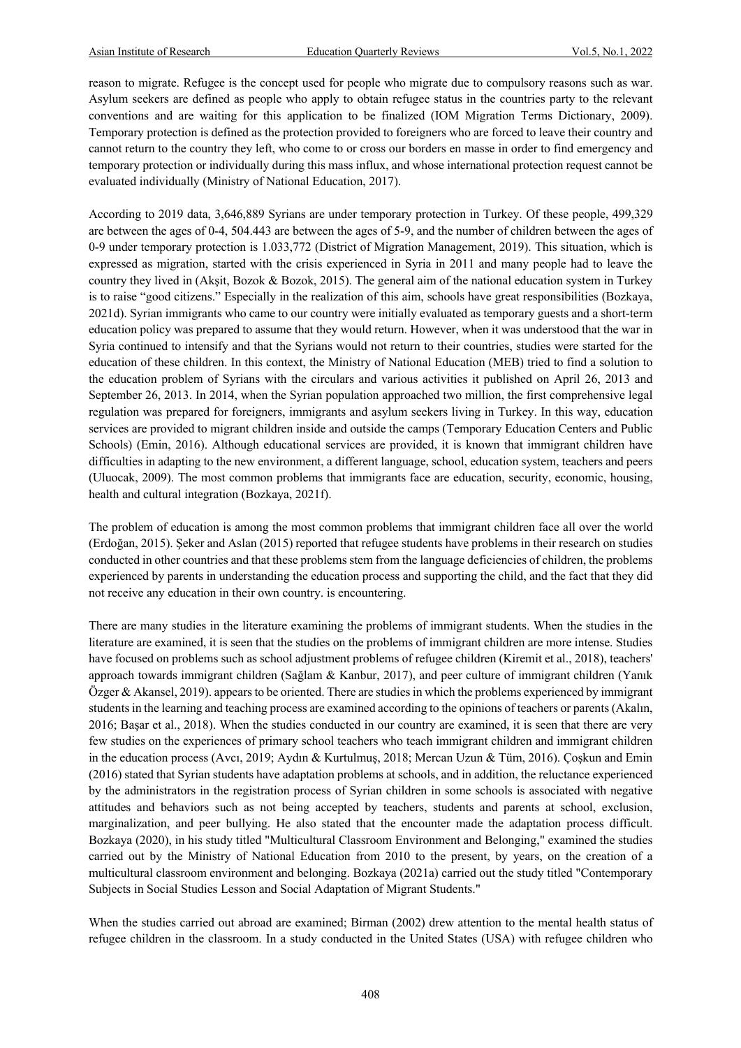reason to migrate. Refugee is the concept used for people who migrate due to compulsory reasons such as war. Asylum seekers are defined as people who apply to obtain refugee status in the countries party to the relevant conventions and are waiting for this application to be finalized (IOM Migration Terms Dictionary, 2009). Temporary protection is defined as the protection provided to foreigners who are forced to leave their country and cannot return to the country they left, who come to or cross our borders en masse in order to find emergency and temporary protection or individually during this mass influx, and whose international protection request cannot be evaluated individually (Ministry of National Education, 2017).

According to 2019 data, 3,646,889 Syrians are under temporary protection in Turkey. Of these people, 499,329 are between the ages of 0-4, 504.443 are between the ages of 5-9, and the number of children between the ages of 0-9 under temporary protection is 1.033,772 (District of Migration Management, 2019). This situation, which is expressed as migration, started with the crisis experienced in Syria in 2011 and many people had to leave the country they lived in (Akşit, Bozok & Bozok, 2015). The general aim of the national education system in Turkey is to raise "good citizens." Especially in the realization of this aim, schools have great responsibilities (Bozkaya, 2021d). Syrian immigrants who came to our country were initially evaluated as temporary guests and a short-term education policy was prepared to assume that they would return. However, when it was understood that the war in Syria continued to intensify and that the Syrians would not return to their countries, studies were started for the education of these children. In this context, the Ministry of National Education (MEB) tried to find a solution to the education problem of Syrians with the circulars and various activities it published on April 26, 2013 and September 26, 2013. In 2014, when the Syrian population approached two million, the first comprehensive legal regulation was prepared for foreigners, immigrants and asylum seekers living in Turkey. In this way, education services are provided to migrant children inside and outside the camps (Temporary Education Centers and Public Schools) (Emin, 2016). Although educational services are provided, it is known that immigrant children have difficulties in adapting to the new environment, a different language, school, education system, teachers and peers (Uluocak, 2009). The most common problems that immigrants face are education, security, economic, housing, health and cultural integration (Bozkaya, 2021f).

The problem of education is among the most common problems that immigrant children face all over the world (Erdoğan, 2015). Şeker and Aslan (2015) reported that refugee students have problems in their research on studies conducted in other countries and that these problems stem from the language deficiencies of children, the problems experienced by parents in understanding the education process and supporting the child, and the fact that they did not receive any education in their own country. is encountering.

There are many studies in the literature examining the problems of immigrant students. When the studies in the literature are examined, it is seen that the studies on the problems of immigrant children are more intense. Studies have focused on problems such as school adjustment problems of refugee children (Kiremit et al., 2018), teachers' approach towards immigrant children (Sağlam & Kanbur, 2017), and peer culture of immigrant children (Yanık Özger & Akansel, 2019). appears to be oriented. There are studies in which the problems experienced by immigrant students in the learning and teaching process are examined according to the opinions of teachers or parents (Akalın, 2016; Başar et al., 2018). When the studies conducted in our country are examined, it is seen that there are very few studies on the experiences of primary school teachers who teach immigrant children and immigrant children in the education process (Avcı, 2019; Aydın & Kurtulmuş, 2018; Mercan Uzun & Tüm, 2016). Çoşkun and Emin (2016) stated that Syrian students have adaptation problems at schools, and in addition, the reluctance experienced by the administrators in the registration process of Syrian children in some schools is associated with negative attitudes and behaviors such as not being accepted by teachers, students and parents at school, exclusion, marginalization, and peer bullying. He also stated that the encounter made the adaptation process difficult. Bozkaya (2020), in his study titled "Multicultural Classroom Environment and Belonging," examined the studies carried out by the Ministry of National Education from 2010 to the present, by years, on the creation of a multicultural classroom environment and belonging. Bozkaya (2021a) carried out the study titled "Contemporary Subjects in Social Studies Lesson and Social Adaptation of Migrant Students."

When the studies carried out abroad are examined; Birman (2002) drew attention to the mental health status of refugee children in the classroom. In a study conducted in the United States (USA) with refugee children who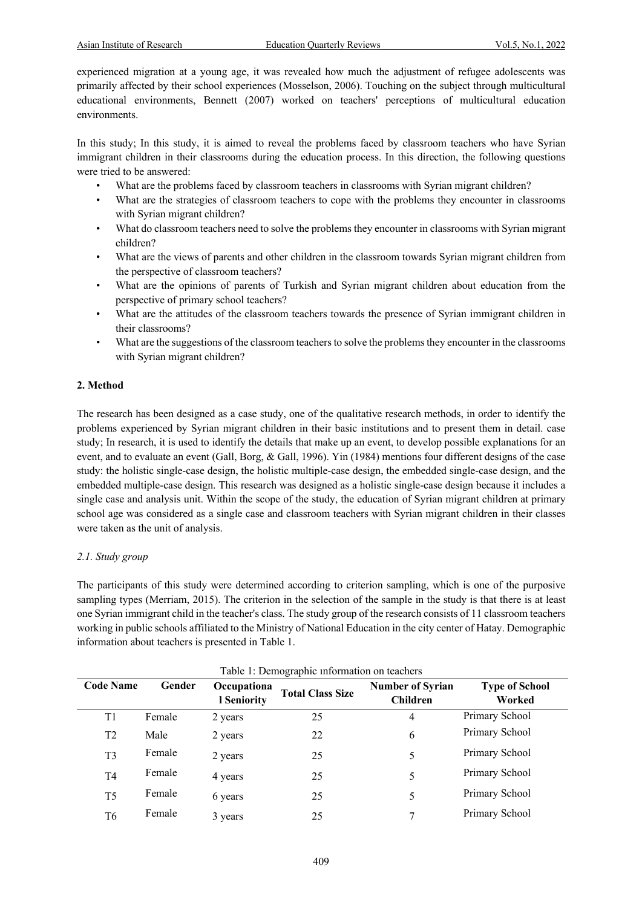experienced migration at a young age, it was revealed how much the adjustment of refugee adolescents was primarily affected by their school experiences (Mosselson, 2006). Touching on the subject through multicultural educational environments, Bennett (2007) worked on teachers' perceptions of multicultural education environments.

In this study; In this study, it is aimed to reveal the problems faced by classroom teachers who have Syrian immigrant children in their classrooms during the education process. In this direction, the following questions were tried to be answered:

- What are the problems faced by classroom teachers in classrooms with Syrian migrant children?
- What are the strategies of classroom teachers to cope with the problems they encounter in classrooms with Syrian migrant children?
- What do classroom teachers need to solve the problems they encounter in classrooms with Syrian migrant children?
- What are the views of parents and other children in the classroom towards Syrian migrant children from the perspective of classroom teachers?
- What are the opinions of parents of Turkish and Syrian migrant children about education from the perspective of primary school teachers?
- What are the attitudes of the classroom teachers towards the presence of Syrian immigrant children in their classrooms?
- What are the suggestions of the classroom teachers to solve the problems they encounter in the classrooms with Syrian migrant children?

## 2. Method

The research has been designed as a case study, one of the qualitative research methods, in order to identify the problems experienced by Syrian migrant children in their basic institutions and to present them in detail. case study; In research, it is used to identify the details that make up an event, to develop possible explanations for an event, and to evaluate an event (Gall, Borg, & Gall, 1996). Yin (1984) mentions four different designs of the case study: the holistic single-case design, the holistic multiple-case design, the embedded single-case design, and the embedded multiple-case design. This research was designed as a holistic single-case design because it includes a single case and analysis unit. Within the scope of the study, the education of Syrian migrant children at primary school age was considered as a single case and classroom teachers with Syrian migrant children in their classes were taken as the unit of analysis.

### *2.1. Study group*

The participants of this study were determined according to criterion sampling, which is one of the purposive sampling types (Merriam, 2015). The criterion in the selection of the sample in the study is that there is at least one Syrian immigrant child in the teacher's class. The study group of the research consists of 11 classroom teachers working in public schools affiliated to the Ministry of National Education in the city center of Hatay. Demographic information about teachers is presented in Table 1.

Table 1: Demographic ınformation on teachers

| Code Name | Gender | Occupational Seniority | Total Class Size | Number of Syrian Children | Type of School Worked |
|---|---|---|---|---|---|
| T1 | Female | 2 years | 25 | 4 | Primary School |
| T2 | Male | 2 years | 22 | 6 | Primary School |
| T3 | Female | 2 years | 25 | 5 | Primary School |
| T4 | Female | 4 years | 25 | 5 | Primary School |
| T5 | Female | 6 years | 25 | 5 | Primary School |
| T6 | Female | 3 years | 25 | 7 | Primary School |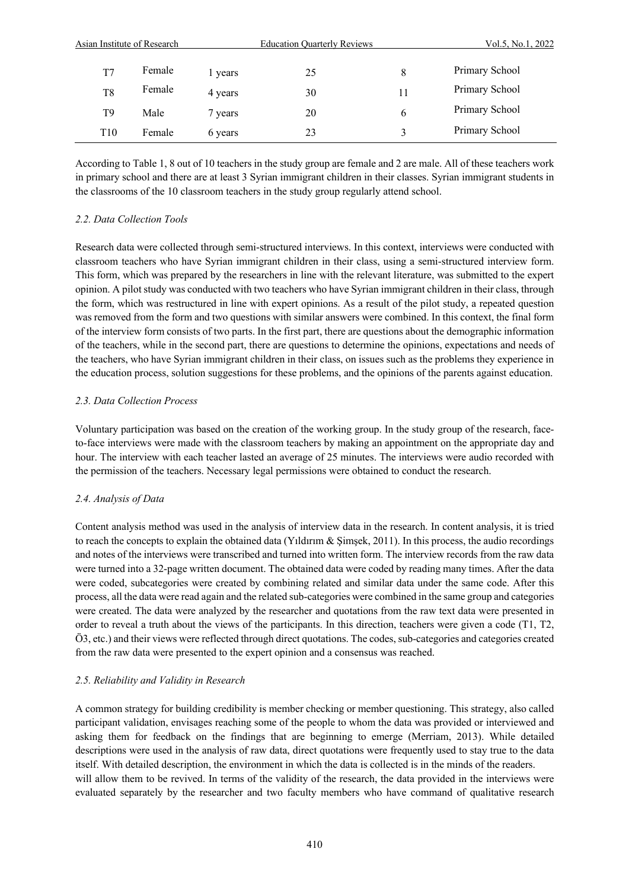| | | | | | |
|---|---|---|---|---|---|
| T7 | Female | 1 years | 25 | 8 | Primary School |
| T8 | Female | 4 years | 30 | 11 | Primary School |
| T9 | Male | 7 years | 20 | 6 | Primary School |
| T10 | Female | 6 years | 23 | 3 | Primary School |

According to Table 1, 8 out of 10 teachers in the study group are female and 2 are male. All of these teachers work in primary school and there are at least 3 Syrian immigrant children in their classes. Syrian immigrant students in the classrooms of the 10 classroom teachers in the study group regularly attend school.

### *2.2. Data Collection Tools*

Research data were collected through semi-structured interviews. In this context, interviews were conducted with classroom teachers who have Syrian immigrant children in their class, using a semi-structured interview form. This form, which was prepared by the researchers in line with the relevant literature, was submitted to the expert opinion. A pilot study was conducted with two teachers who have Syrian immigrant children in their class, through the form, which was restructured in line with expert opinions. As a result of the pilot study, a repeated question was removed from the form and two questions with similar answers were combined. In this context, the final form of the interview form consists of two parts. In the first part, there are questions about the demographic information of the teachers, while in the second part, there are questions to determine the opinions, expectations and needs of the teachers, who have Syrian immigrant children in their class, on issues such as the problems they experience in the education process, solution suggestions for these problems, and the opinions of the parents against education.

### *2.3. Data Collection Process*

Voluntary participation was based on the creation of the working group. In the study group of the research, face-to-face interviews were made with the classroom teachers by making an appointment on the appropriate day and hour. The interview with each teacher lasted an average of 25 minutes. The interviews were audio recorded with the permission of the teachers. Necessary legal permissions were obtained to conduct the research.

### *2.4. Analysis of Data*

Content analysis method was used in the analysis of interview data in the research. In content analysis, it is tried to reach the concepts to explain the obtained data (Yıldırım & Şimşek, 2011). In this process, the audio recordings and notes of the interviews were transcribed and turned into written form. The interview records from the raw data were turned into a 32-page written document. The obtained data were coded by reading many times. After the data were coded, subcategories were created by combining related and similar data under the same code. After this process, all the data were read again and the related sub-categories were combined in the same group and categories were created. The data were analyzed by the researcher and quotations from the raw text data were presented in order to reveal a truth about the views of the participants. In this direction, teachers were given a code (T1, T2, Ö3, etc.) and their views were reflected through direct quotations. The codes, sub-categories and categories created from the raw data were presented to the expert opinion and a consensus was reached.

### *2.5. Reliability and Validity in Research*

A common strategy for building credibility is member checking or member questioning. This strategy, also called participant validation, envisages reaching some of the people to whom the data was provided or interviewed and asking them for feedback on the findings that are beginning to emerge (Merriam, 2013). While detailed descriptions were used in the analysis of raw data, direct quotations were frequently used to stay true to the data itself. With detailed description, the environment in which the data is collected is in the minds of the readers.
will allow them to be revived. In terms of the validity of the research, the data provided in the interviews were evaluated separately by the researcher and two faculty members who have command of qualitative research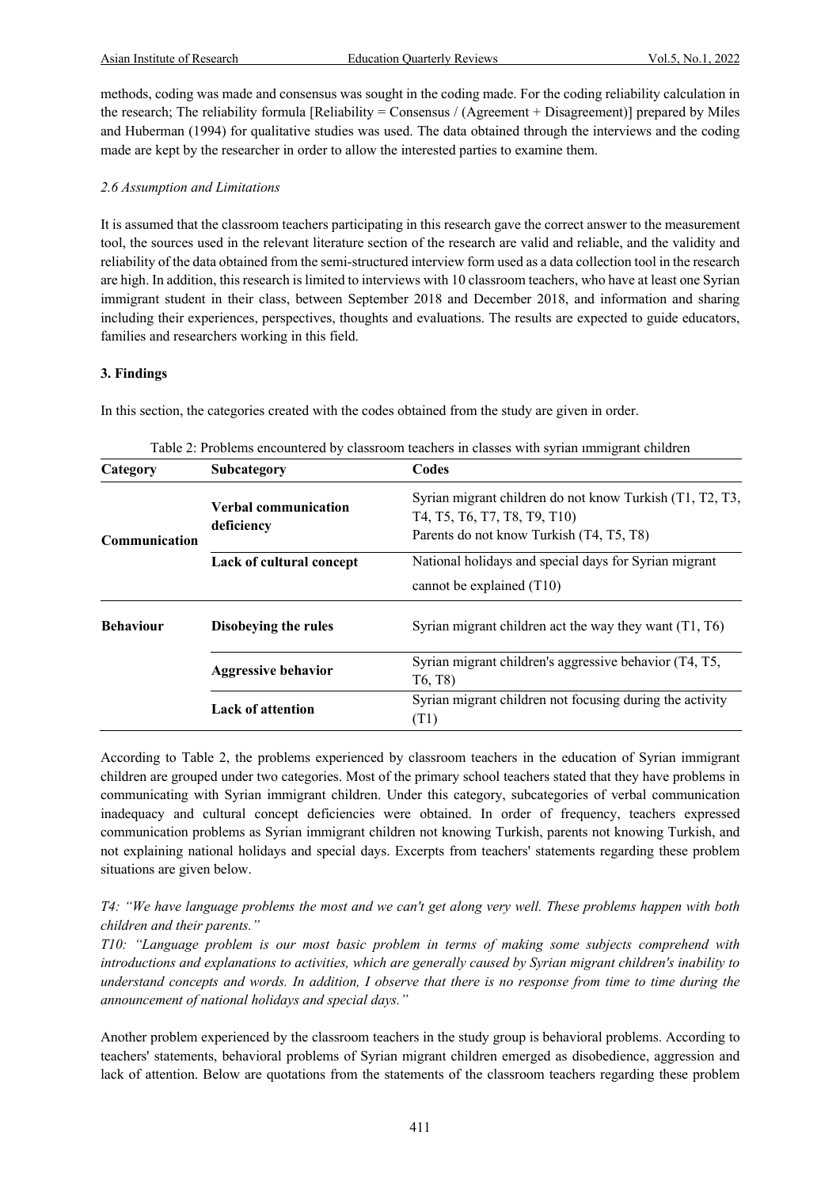methods, coding was made and consensus was sought in the coding made. For the coding reliability calculation in the research; The reliability formula [Reliability = Consensus / (Agreement + Disagreement)] prepared by Miles and Huberman (1994) for qualitative studies was used. The data obtained through the interviews and the coding made are kept by the researcher in order to allow the interested parties to examine them.

### *2.6 Assumption and Limitations*

It is assumed that the classroom teachers participating in this research gave the correct answer to the measurement tool, the sources used in the relevant literature section of the research are valid and reliable, and the validity and reliability of the data obtained from the semi-structured interview form used as a data collection tool in the research are high. In addition, this research is limited to interviews with 10 classroom teachers, who have at least one Syrian immigrant student in their class, between September 2018 and December 2018, and information and sharing including their experiences, perspectives, thoughts and evaluations. The results are expected to guide educators, families and researchers working in this field.

## 3. Findings

In this section, the categories created with the codes obtained from the study are given in order.

Table 2: Problems encountered by classroom teachers in classes with syrian ımmigrant children

| Category | Subcategory | Codes |
|---|---|---|
| **Communication** | **Verbal communication deficiency** | Syrian migrant children do not know Turkish (T1, T2, T3, T4, T5, T6, T7, T8, T9, T10)<br>Parents do not know Turkish (T4, T5, T8) |
| | **Lack of cultural concept** | National holidays and special days for Syrian migrant cannot be explained (T10) |
| **Behaviour** | **Disobeying the rules** | Syrian migrant children act the way they want (T1, T6) |
| | **Aggressive behavior** | Syrian migrant children's aggressive behavior (T4, T5, T6, T8) |
| | **Lack of attention** | Syrian migrant children not focusing during the activity (T1) |

According to Table 2, the problems experienced by classroom teachers in the education of Syrian immigrant children are grouped under two categories. Most of the primary school teachers stated that they have problems in communicating with Syrian immigrant children. Under this category, subcategories of verbal communication inadequacy and cultural concept deficiencies were obtained. In order of frequency, teachers expressed communication problems as Syrian immigrant children not knowing Turkish, parents not knowing Turkish, and not explaining national holidays and special days. Excerpts from teachers' statements regarding these problem situations are given below.

*T4: "We have language problems the most and we can't get along very well. These problems happen with both children and their parents."*

*T10: "Language problem is our most basic problem in terms of making some subjects comprehend with introductions and explanations to activities, which are generally caused by Syrian migrant children's inability to understand concepts and words. In addition, I observe that there is no response from time to time during the announcement of national holidays and special days."*

Another problem experienced by the classroom teachers in the study group is behavioral problems. According to teachers' statements, behavioral problems of Syrian migrant children emerged as disobedience, aggression and lack of attention. Below are quotations from the statements of the classroom teachers regarding these problem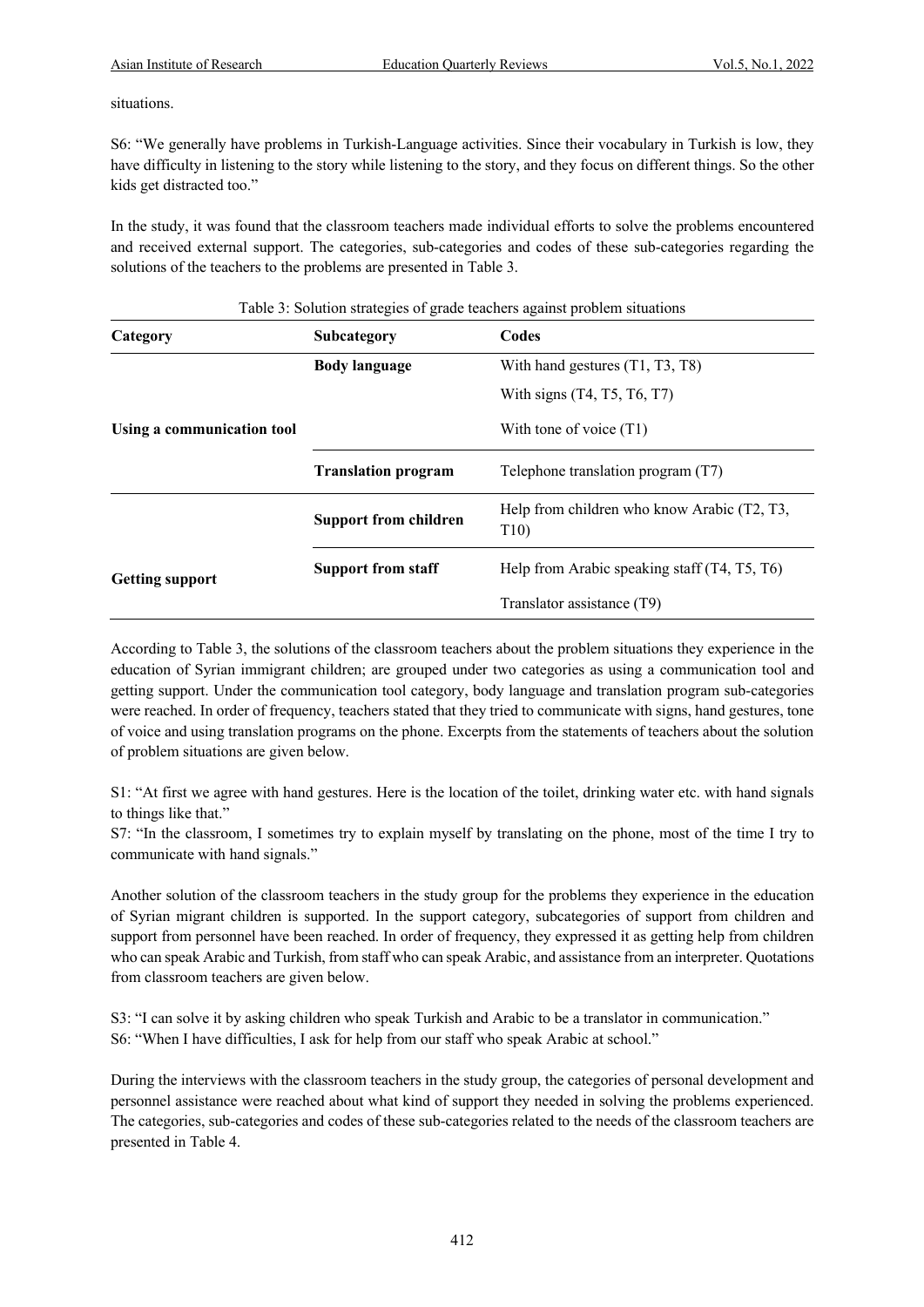situations.

S6: "We generally have problems in Turkish-Language activities. Since their vocabulary in Turkish is low, they have difficulty in listening to the story while listening to the story, and they focus on different things. So the other kids get distracted too."

In the study, it was found that the classroom teachers made individual efforts to solve the problems encountered and received external support. The categories, sub-categories and codes of these sub-categories regarding the solutions of the teachers to the problems are presented in Table 3.

Table 3: Solution strategies of grade teachers against problem situations

| Category | Subcategory | Codes |
|---|---|---|
| Using a communication tool | **Body language** | With hand gestures (T1, T3, T8) |
| | | With signs (T4, T5, T6, T7) |
| | | With tone of voice (T1) |
| | **Translation program** | Telephone translation program (T7) |
| Getting support | **Support from children** | Help from children who know Arabic (T2, T3, T10) |
| | **Support from staff** | Help from Arabic speaking staff (T4, T5, T6) |
| | | Translator assistance (T9) |

According to Table 3, the solutions of the classroom teachers about the problem situations they experience in the education of Syrian immigrant children; are grouped under two categories as using a communication tool and getting support. Under the communication tool category, body language and translation program sub-categories were reached. In order of frequency, teachers stated that they tried to communicate with signs, hand gestures, tone of voice and using translation programs on the phone. Excerpts from the statements of teachers about the solution of problem situations are given below.

S1: "At first we agree with hand gestures. Here is the location of the toilet, drinking water etc. with hand signals to things like that."

S7: "In the classroom, I sometimes try to explain myself by translating on the phone, most of the time I try to communicate with hand signals."

Another solution of the classroom teachers in the study group for the problems they experience in the education of Syrian migrant children is supported. In the support category, subcategories of support from children and support from personnel have been reached. In order of frequency, they expressed it as getting help from children who can speak Arabic and Turkish, from staff who can speak Arabic, and assistance from an interpreter. Quotations from classroom teachers are given below.

S3: "I can solve it by asking children who speak Turkish and Arabic to be a translator in communication."

S6: "When I have difficulties, I ask for help from our staff who speak Arabic at school."

During the interviews with the classroom teachers in the study group, the categories of personal development and personnel assistance were reached about what kind of support they needed in solving the problems experienced. The categories, sub-categories and codes of these sub-categories related to the needs of the classroom teachers are presented in Table 4.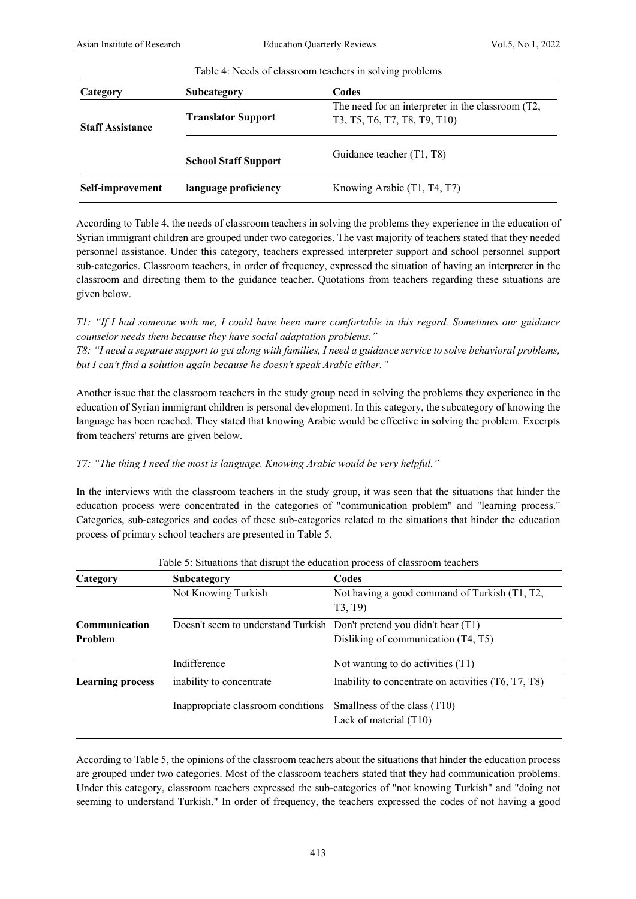Table 4: Needs of classroom teachers in solving problems

| Category | Subcategory | Codes |
|---|---|---|
| **Staff Assistance** | **Translator Support** | The need for an interpreter in the classroom (T2, T3, T5, T6, T7, T8, T9, T10) |
| | **School Staff Support** | Guidance teacher (T1, T8) |
| **Self-improvement** | **language proficiency** | Knowing Arabic (T1, T4, T7) |

According to Table 4, the needs of classroom teachers in solving the problems they experience in the education of Syrian immigrant children are grouped under two categories. The vast majority of teachers stated that they needed personnel assistance. Under this category, teachers expressed interpreter support and school personnel support sub-categories. Classroom teachers, in order of frequency, expressed the situation of having an interpreter in the classroom and directing them to the guidance teacher. Quotations from teachers regarding these situations are given below.

*T1: "If I had someone with me, I could have been more comfortable in this regard. Sometimes our guidance counselor needs them because they have social adaptation problems."*
*T8: "I need a separate support to get along with families, I need a guidance service to solve behavioral problems, but I can't find a solution again because he doesn't speak Arabic either."*

Another issue that the classroom teachers in the study group need in solving the problems they experience in the education of Syrian immigrant children is personal development. In this category, the subcategory of knowing the language has been reached. They stated that knowing Arabic would be effective in solving the problem. Excerpts from teachers' returns are given below.

*T7: "The thing I need the most is language. Knowing Arabic would be very helpful."*

In the interviews with the classroom teachers in the study group, it was seen that the situations that hinder the education process were concentrated in the categories of "communication problem" and "learning process." Categories, sub-categories and codes of these sub-categories related to the situations that hinder the education process of primary school teachers are presented in Table 5.

Table 5: Situations that disrupt the education process of classroom teachers

| Category | Subcategory | Codes |
|---|---|---|
| **Communication Problem** | Not Knowing Turkish | Not having a good command of Turkish (T1, T2, T3, T9) |
| | Doesn't seem to understand Turkish | Don't pretend you didn't hear (T1)<br>Disliking of communication (T4, T5) |
| **Learning process** | Indifference | Not wanting to do activities (T1) |
| | inability to concentrate | Inability to concentrate on activities (T6, T7, T8) |
| | Inappropriate classroom conditions | Smallness of the class (T10)<br>Lack of material (T10) |

According to Table 5, the opinions of the classroom teachers about the situations that hinder the education process are grouped under two categories. Most of the classroom teachers stated that they had communication problems. Under this category, classroom teachers expressed the sub-categories of "not knowing Turkish" and "doing not seeming to understand Turkish." In order of frequency, the teachers expressed the codes of not having a good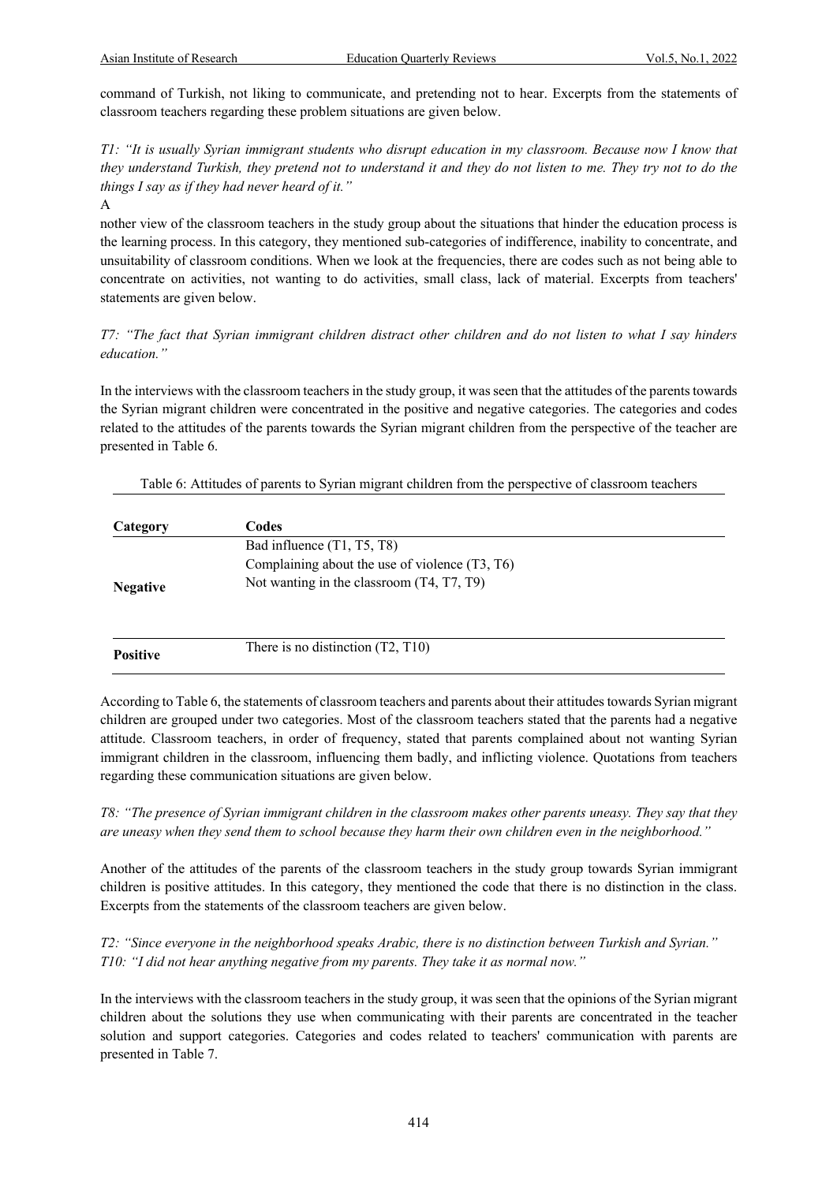command of Turkish, not liking to communicate, and pretending not to hear. Excerpts from the statements of classroom teachers regarding these problem situations are given below.

*T1: "It is usually Syrian immigrant students who disrupt education in my classroom. Because now I know that they understand Turkish, they pretend not to understand it and they do not listen to me. They try not to do the things I say as if they had never heard of it."*

A

nother view of the classroom teachers in the study group about the situations that hinder the education process is the learning process. In this category, they mentioned sub-categories of indifference, inability to concentrate, and unsuitability of classroom conditions. When we look at the frequencies, there are codes such as not being able to concentrate on activities, not wanting to do activities, small class, lack of material. Excerpts from teachers' statements are given below.

*T7: "The fact that Syrian immigrant children distract other children and do not listen to what I say hinders education."*

In the interviews with the classroom teachers in the study group, it was seen that the attitudes of the parents towards the Syrian migrant children were concentrated in the positive and negative categories. The categories and codes related to the attitudes of the parents towards the Syrian migrant children from the perspective of the teacher are presented in Table 6.

Table 6: Attitudes of parents to Syrian migrant children from the perspective of classroom teachers

| Category | Codes |
|---|---|
| Negative | Bad influence (T1, T5, T8) |
| | Complaining about the use of violence (T3, T6) |
| | Not wanting in the classroom (T4, T7, T9) |
| Positive | There is no distinction (T2, T10) |

According to Table 6, the statements of classroom teachers and parents about their attitudes towards Syrian migrant children are grouped under two categories. Most of the classroom teachers stated that the parents had a negative attitude. Classroom teachers, in order of frequency, stated that parents complained about not wanting Syrian immigrant children in the classroom, influencing them badly, and inflicting violence. Quotations from teachers regarding these communication situations are given below.

*T8: "The presence of Syrian immigrant children in the classroom makes other parents uneasy. They say that they are uneasy when they send them to school because they harm their own children even in the neighborhood."*

Another of the attitudes of the parents of the classroom teachers in the study group towards Syrian immigrant children is positive attitudes. In this category, they mentioned the code that there is no distinction in the class. Excerpts from the statements of the classroom teachers are given below.

*T2: "Since everyone in the neighborhood speaks Arabic, there is no distinction between Turkish and Syrian."*
*T10: "I did not hear anything negative from my parents. They take it as normal now."*

In the interviews with the classroom teachers in the study group, it was seen that the opinions of the Syrian migrant children about the solutions they use when communicating with their parents are concentrated in the teacher solution and support categories. Categories and codes related to teachers' communication with parents are presented in Table 7.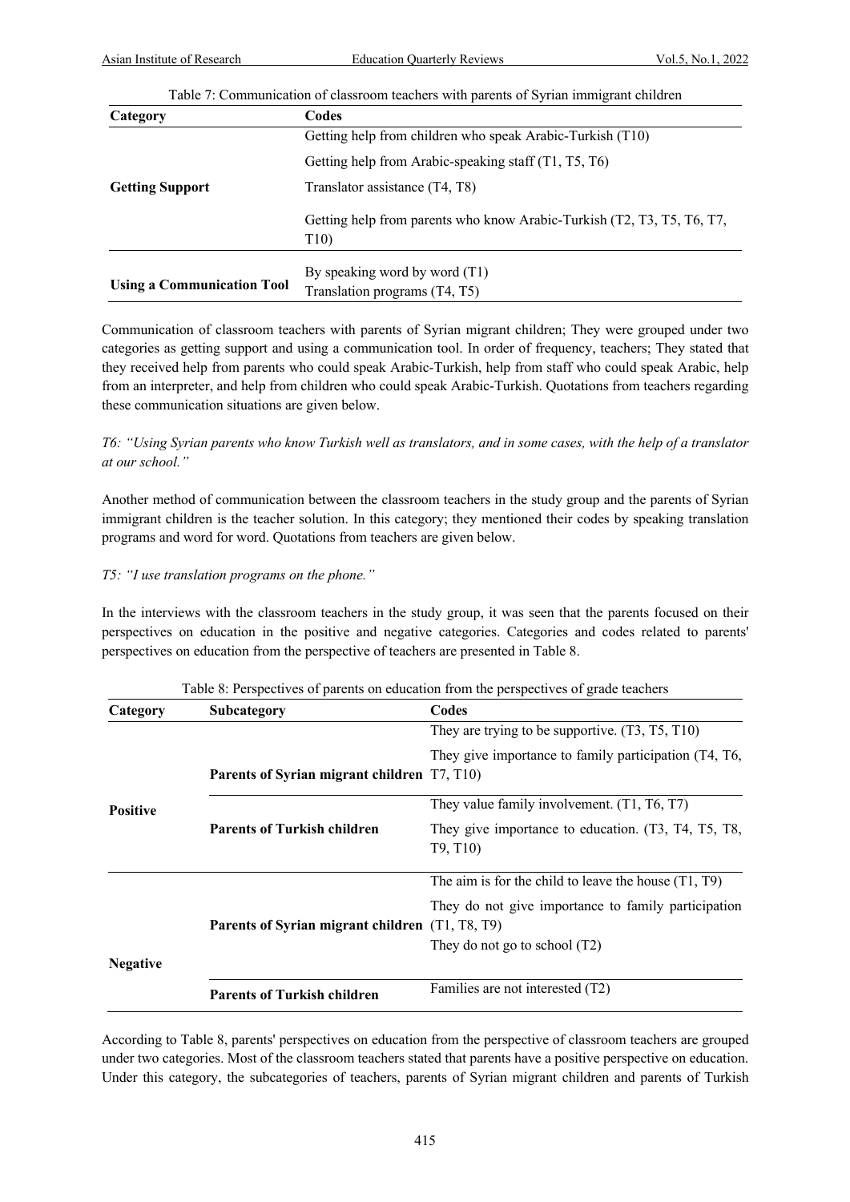Table 7: Communication of classroom teachers with parents of Syrian immigrant children

| Category | Codes |
|---|---|
| **Getting Support** | Getting help from children who speak Arabic-Turkish (T10) |
| | Getting help from Arabic-speaking staff (T1, T5, T6) |
| | Translator assistance (T4, T8) |
| | Getting help from parents who know Arabic-Turkish (T2, T3, T5, T6, T7, T10) |
| **Using a Communication Tool** | By speaking word by word (T1) |
| | Translation programs (T4, T5) |

Communication of classroom teachers with parents of Syrian migrant children; They were grouped under two categories as getting support and using a communication tool. In order of frequency, teachers; They stated that they received help from parents who could speak Arabic-Turkish, help from staff who could speak Arabic, help from an interpreter, and help from children who could speak Arabic-Turkish. Quotations from teachers regarding these communication situations are given below.

*T6: "Using Syrian parents who know Turkish well as translators, and in some cases, with the help of a translator at our school."*

Another method of communication between the classroom teachers in the study group and the parents of Syrian immigrant children is the teacher solution. In this category; they mentioned their codes by speaking translation programs and word for word. Quotations from teachers are given below.

*T5: "I use translation programs on the phone."*

In the interviews with the classroom teachers in the study group, it was seen that the parents focused on their perspectives on education in the positive and negative categories. Categories and codes related to parents' perspectives on education from the perspective of teachers are presented in Table 8.

Table 8: Perspectives of parents on education from the perspectives of grade teachers

| Category | Subcategory | Codes |
|---|---|---|
| **Positive** | **Parents of Syrian migrant children** | They are trying to be supportive. (T3, T5, T10) |
| | | They give importance to family participation (T4, T6, T7, T10) |
| | **Parents of Turkish children** | They value family involvement. (T1, T6, T7) |
| | | They give importance to education. (T3, T4, T5, T8, T9, T10) |
| **Negative** | **Parents of Syrian migrant children** | The aim is for the child to leave the house (T1, T9) |
| | | They do not give importance to family participation (T1, T8, T9) |
| | | They do not go to school (T2) |
| | **Parents of Turkish children** | Families are not interested (T2) |

According to Table 8, parents' perspectives on education from the perspective of classroom teachers are grouped under two categories. Most of the classroom teachers stated that parents have a positive perspective on education. Under this category, the subcategories of teachers, parents of Syrian migrant children and parents of Turkish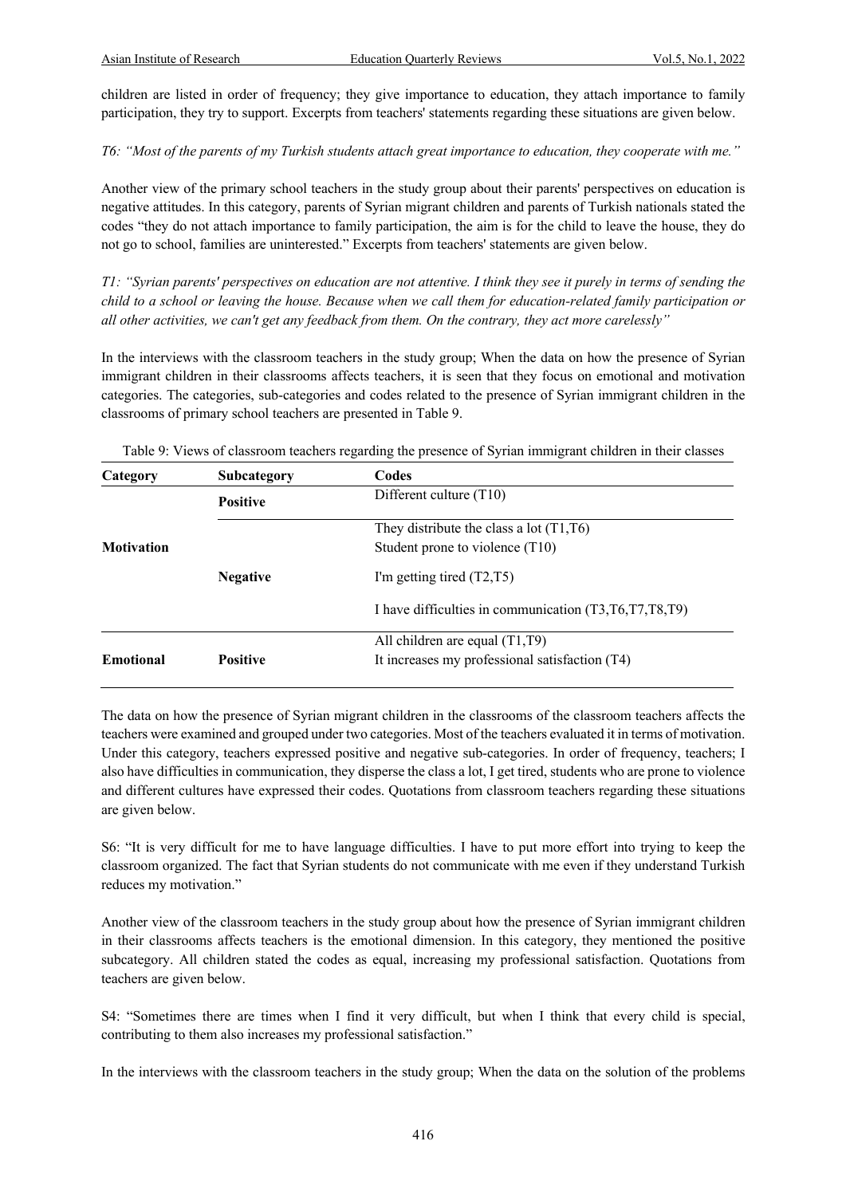children are listed in order of frequency; they give importance to education, they attach importance to family participation, they try to support. Excerpts from teachers' statements regarding these situations are given below.

*T6: "Most of the parents of my Turkish students attach great importance to education, they cooperate with me."*

Another view of the primary school teachers in the study group about their parents' perspectives on education is negative attitudes. In this category, parents of Syrian migrant children and parents of Turkish nationals stated the codes "they do not attach importance to family participation, the aim is for the child to leave the house, they do not go to school, families are uninterested." Excerpts from teachers' statements are given below.

*T1: "Syrian parents' perspectives on education are not attentive. I think they see it purely in terms of sending the child to a school or leaving the house. Because when we call them for education-related family participation or all other activities, we can't get any feedback from them. On the contrary, they act more carelessly"*

In the interviews with the classroom teachers in the study group; When the data on how the presence of Syrian immigrant children in their classrooms affects teachers, it is seen that they focus on emotional and motivation categories. The categories, sub-categories and codes related to the presence of Syrian immigrant children in the classrooms of primary school teachers are presented in Table 9.

Table 9: Views of classroom teachers regarding the presence of Syrian immigrant children in their classes

| Category | Subcategory | Codes |
|---|---|---|
| Motivation | Positive | Different culture (T10) |
| | Negative | They distribute the class a lot (T1,T6) |
| | | Student prone to violence (T10) |
| | | I'm getting tired (T2,T5) |
| | | I have difficulties in communication (T3,T6,T7,T8,T9) |
| Emotional | Positive | All children are equal (T1,T9) |
| | | It increases my professional satisfaction (T4) |

The data on how the presence of Syrian migrant children in the classrooms of the classroom teachers affects the teachers were examined and grouped under two categories. Most of the teachers evaluated it in terms of motivation. Under this category, teachers expressed positive and negative sub-categories. In order of frequency, teachers; I also have difficulties in communication, they disperse the class a lot, I get tired, students who are prone to violence and different cultures have expressed their codes. Quotations from classroom teachers regarding these situations are given below.

S6: "It is very difficult for me to have language difficulties. I have to put more effort into trying to keep the classroom organized. The fact that Syrian students do not communicate with me even if they understand Turkish reduces my motivation."

Another view of the classroom teachers in the study group about how the presence of Syrian immigrant children in their classrooms affects teachers is the emotional dimension. In this category, they mentioned the positive subcategory. All children stated the codes as equal, increasing my professional satisfaction. Quotations from teachers are given below.

S4: "Sometimes there are times when I find it very difficult, but when I think that every child is special, contributing to them also increases my professional satisfaction."

In the interviews with the classroom teachers in the study group; When the data on the solution of the problems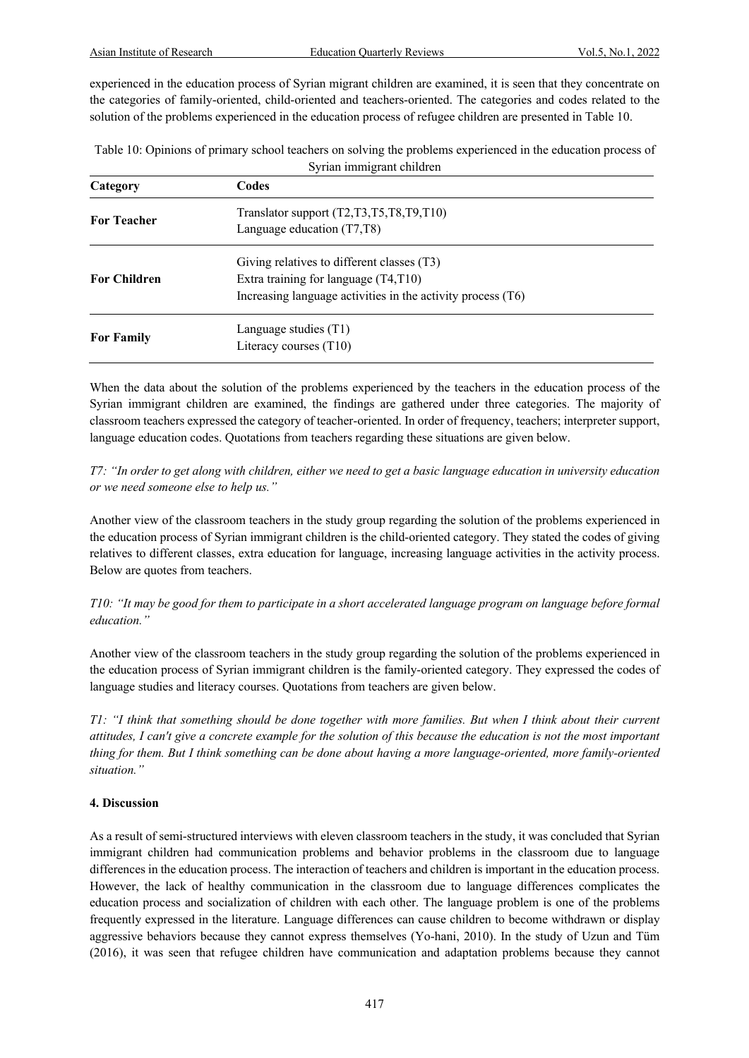experienced in the education process of Syrian migrant children are examined, it is seen that they concentrate on the categories of family-oriented, child-oriented and teachers-oriented. The categories and codes related to the solution of the problems experienced in the education process of refugee children are presented in Table 10.

Table 10: Opinions of primary school teachers on solving the problems experienced in the education process of Syrian immigrant children

| Category | Codes |
|---|---|
| **For Teacher** | Translator support (T2,T3,T5,T8,T9,T10)<br>Language education (T7,T8) |
| **For Children** | Giving relatives to different classes (T3)<br>Extra training for language (T4,T10)<br>Increasing language activities in the activity process (T6) |
| **For Family** | Language studies (T1)<br>Literacy courses (T10) |

When the data about the solution of the problems experienced by the teachers in the education process of the Syrian immigrant children are examined, the findings are gathered under three categories. The majority of classroom teachers expressed the category of teacher-oriented. In order of frequency, teachers; interpreter support, language education codes. Quotations from teachers regarding these situations are given below.

*T7: "In order to get along with children, either we need to get a basic language education in university education or we need someone else to help us."*

Another view of the classroom teachers in the study group regarding the solution of the problems experienced in the education process of Syrian immigrant children is the child-oriented category. They stated the codes of giving relatives to different classes, extra education for language, increasing language activities in the activity process. Below are quotes from teachers.

*T10: "It may be good for them to participate in a short accelerated language program on language before formal education."*

Another view of the classroom teachers in the study group regarding the solution of the problems experienced in the education process of Syrian immigrant children is the family-oriented category. They expressed the codes of language studies and literacy courses. Quotations from teachers are given below.

*T1: "I think that something should be done together with more families. But when I think about their current attitudes, I can't give a concrete example for the solution of this because the education is not the most important thing for them. But I think something can be done about having a more language-oriented, more family-oriented situation."*

## 4. Discussion

As a result of semi-structured interviews with eleven classroom teachers in the study, it was concluded that Syrian immigrant children had communication problems and behavior problems in the classroom due to language differences in the education process. The interaction of teachers and children is important in the education process. However, the lack of healthy communication in the classroom due to language differences complicates the education process and socialization of children with each other. The language problem is one of the problems frequently expressed in the literature. Language differences can cause children to become withdrawn or display aggressive behaviors because they cannot express themselves (Yo-hani, 2010). In the study of Uzun and Tüm (2016), it was seen that refugee children have communication and adaptation problems because they cannot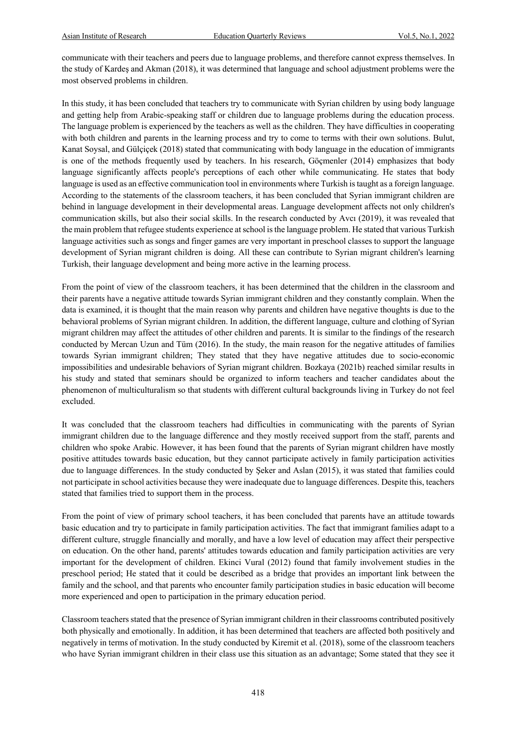communicate with their teachers and peers due to language problems, and therefore cannot express themselves. In the study of Kardeş and Akman (2018), it was determined that language and school adjustment problems were the most observed problems in children.

In this study, it has been concluded that teachers try to communicate with Syrian children by using body language and getting help from Arabic-speaking staff or children due to language problems during the education process. The language problem is experienced by the teachers as well as the children. They have difficulties in cooperating with both children and parents in the learning process and try to come to terms with their own solutions. Bulut, Kanat Soysal, and Gülçiçek (2018) stated that communicating with body language in the education of immigrants is one of the methods frequently used by teachers. In his research, Göçmenler (2014) emphasizes that body language significantly affects people's perceptions of each other while communicating. He states that body language is used as an effective communication tool in environments where Turkish is taught as a foreign language. According to the statements of the classroom teachers, it has been concluded that Syrian immigrant children are behind in language development in their developmental areas. Language development affects not only children's communication skills, but also their social skills. In the research conducted by Avcı (2019), it was revealed that the main problem that refugee students experience at school is the language problem. He stated that various Turkish language activities such as songs and finger games are very important in preschool classes to support the language development of Syrian migrant children is doing. All these can contribute to Syrian migrant children's learning Turkish, their language development and being more active in the learning process.

From the point of view of the classroom teachers, it has been determined that the children in the classroom and their parents have a negative attitude towards Syrian immigrant children and they constantly complain. When the data is examined, it is thought that the main reason why parents and children have negative thoughts is due to the behavioral problems of Syrian migrant children. In addition, the different language, culture and clothing of Syrian migrant children may affect the attitudes of other children and parents. It is similar to the findings of the research conducted by Mercan Uzun and Tüm (2016). In the study, the main reason for the negative attitudes of families towards Syrian immigrant children; They stated that they have negative attitudes due to socio-economic impossibilities and undesirable behaviors of Syrian migrant children. Bozkaya (2021b) reached similar results in his study and stated that seminars should be organized to inform teachers and teacher candidates about the phenomenon of multiculturalism so that students with different cultural backgrounds living in Turkey do not feel excluded.

It was concluded that the classroom teachers had difficulties in communicating with the parents of Syrian immigrant children due to the language difference and they mostly received support from the staff, parents and children who spoke Arabic. However, it has been found that the parents of Syrian migrant children have mostly positive attitudes towards basic education, but they cannot participate actively in family participation activities due to language differences. In the study conducted by Şeker and Aslan (2015), it was stated that families could not participate in school activities because they were inadequate due to language differences. Despite this, teachers stated that families tried to support them in the process.

From the point of view of primary school teachers, it has been concluded that parents have an attitude towards basic education and try to participate in family participation activities. The fact that immigrant families adapt to a different culture, struggle financially and morally, and have a low level of education may affect their perspective on education. On the other hand, parents' attitudes towards education and family participation activities are very important for the development of children. Ekinci Vural (2012) found that family involvement studies in the preschool period; He stated that it could be described as a bridge that provides an important link between the family and the school, and that parents who encounter family participation studies in basic education will become more experienced and open to participation in the primary education period.

Classroom teachers stated that the presence of Syrian immigrant children in their classrooms contributed positively both physically and emotionally. In addition, it has been determined that teachers are affected both positively and negatively in terms of motivation. In the study conducted by Kiremit et al. (2018), some of the classroom teachers who have Syrian immigrant children in their class use this situation as an advantage; Some stated that they see it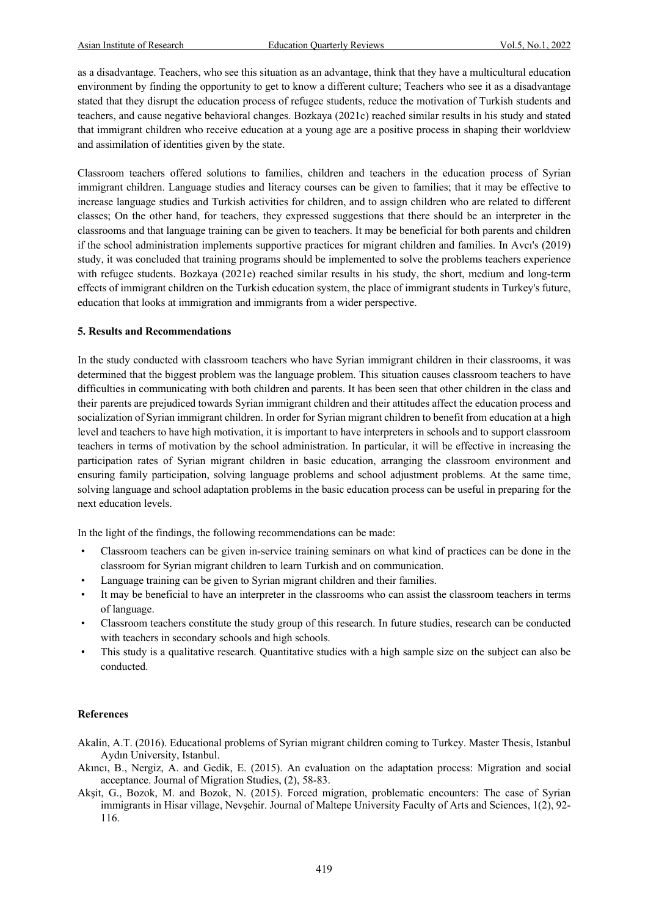as a disadvantage. Teachers, who see this situation as an advantage, think that they have a multicultural education environment by finding the opportunity to get to know a different culture; Teachers who see it as a disadvantage stated that they disrupt the education process of refugee students, reduce the motivation of Turkish students and teachers, and cause negative behavioral changes. Bozkaya (2021c) reached similar results in his study and stated that immigrant children who receive education at a young age are a positive process in shaping their worldview and assimilation of identities given by the state.

Classroom teachers offered solutions to families, children and teachers in the education process of Syrian immigrant children. Language studies and literacy courses can be given to families; that it may be effective to increase language studies and Turkish activities for children, and to assign children who are related to different classes; On the other hand, for teachers, they expressed suggestions that there should be an interpreter in the classrooms and that language training can be given to teachers. It may be beneficial for both parents and children if the school administration implements supportive practices for migrant children and families. In Avcı's (2019) study, it was concluded that training programs should be implemented to solve the problems teachers experience with refugee students. Bozkaya (2021e) reached similar results in his study, the short, medium and long-term effects of immigrant children on the Turkish education system, the place of immigrant students in Turkey's future, education that looks at immigration and immigrants from a wider perspective.

## 5. Results and Recommendations

In the study conducted with classroom teachers who have Syrian immigrant children in their classrooms, it was determined that the biggest problem was the language problem. This situation causes classroom teachers to have difficulties in communicating with both children and parents. It has been seen that other children in the class and their parents are prejudiced towards Syrian immigrant children and their attitudes affect the education process and socialization of Syrian immigrant children. In order for Syrian migrant children to benefit from education at a high level and teachers to have high motivation, it is important to have interpreters in schools and to support classroom teachers in terms of motivation by the school administration. In particular, it will be effective in increasing the participation rates of Syrian migrant children in basic education, arranging the classroom environment and ensuring family participation, solving language problems and school adjustment problems. At the same time, solving language and school adaptation problems in the basic education process can be useful in preparing for the next education levels.

In the light of the findings, the following recommendations can be made:

- Classroom teachers can be given in-service training seminars on what kind of practices can be done in the classroom for Syrian migrant children to learn Turkish and on communication.
- Language training can be given to Syrian migrant children and their families.
- It may be beneficial to have an interpreter in the classrooms who can assist the classroom teachers in terms of language.
- Classroom teachers constitute the study group of this research. In future studies, research can be conducted with teachers in secondary schools and high schools.
- This study is a qualitative research. Quantitative studies with a high sample size on the subject can also be conducted.

## References

Akalin, A.T. (2016). Educational problems of Syrian migrant children coming to Turkey. Master Thesis, Istanbul Aydın University, Istanbul.

Akıncı, B., Nergiz, A. and Gedik, E. (2015). An evaluation on the adaptation process: Migration and social acceptance. Journal of Migration Studies, (2), 58-83.

Akşit, G., Bozok, M. and Bozok, N. (2015). Forced migration, problematic encounters: The case of Syrian immigrants in Hisar village, Nevşehir. Journal of Maltepe University Faculty of Arts and Sciences, 1(2), 92-116.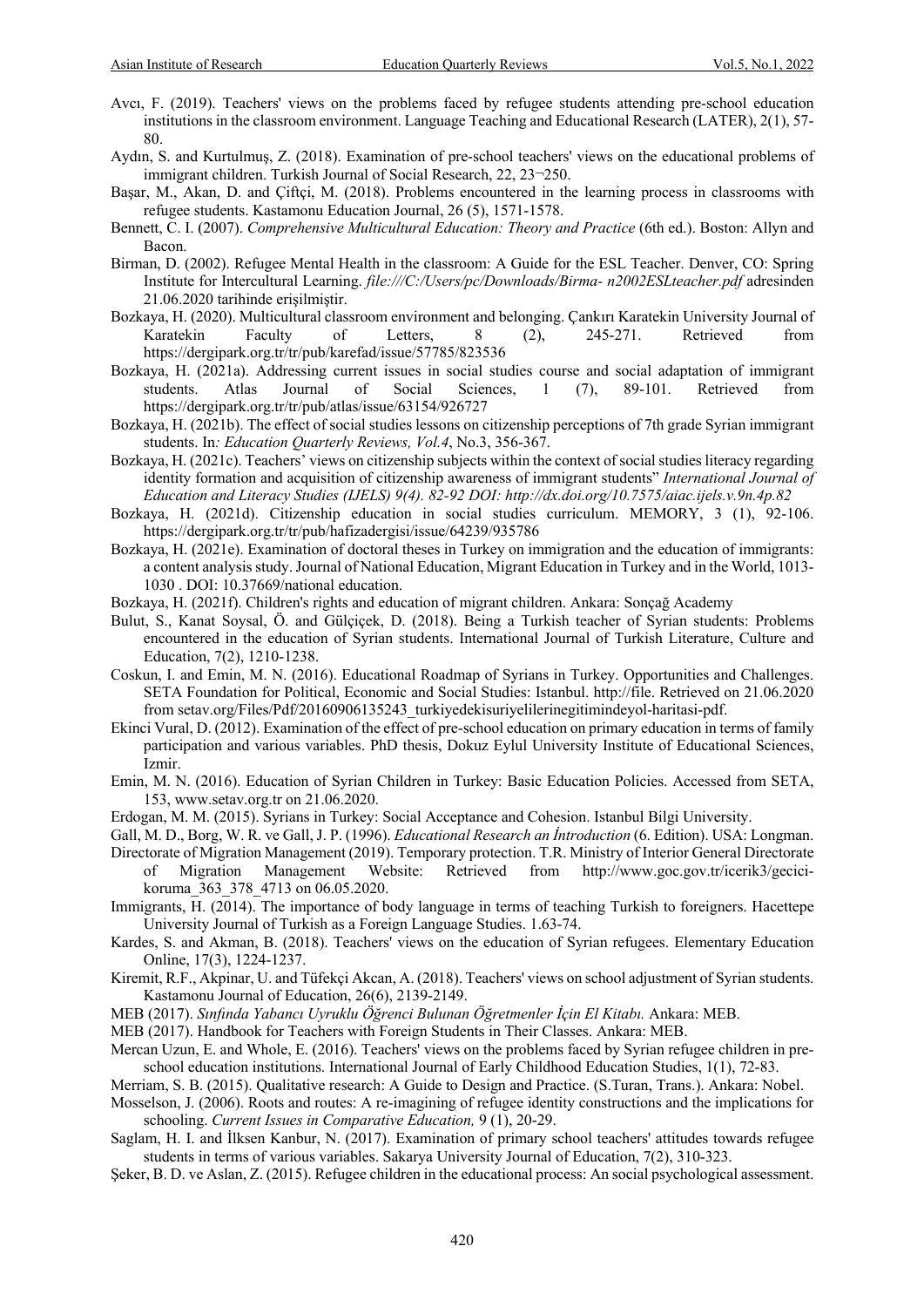Avcı, F. (2019). Teachers' views on the problems faced by refugee students attending pre-school education institutions in the classroom environment. Language Teaching and Educational Research (LATER), 2(1), 57-80.

Aydın, S. and Kurtulmuş, Z. (2018). Examination of pre-school teachers' views on the educational problems of immigrant children. Turkish Journal of Social Research, 22, 23¬250.

Başar, M., Akan, D. and Çiftçi, M. (2018). Problems encountered in the learning process in classrooms with refugee students. Kastamonu Education Journal, 26 (5), 1571-1578.

Bennett, C. I. (2007). *Comprehensive Multicultural Education: Theory and Practice* (6th ed.). Boston: Allyn and Bacon.

Birman, D. (2002). Refugee Mental Health in the classroom: A Guide for the ESL Teacher. Denver, CO: Spring Institute for Intercultural Learning. *file:///C:/Users/pc/Downloads/Birma- n2002ESLteacher.pdf* adresinden 21.06.2020 tarihinde erişilmiştir.

Bozkaya, H. (2020). Multicultural classroom environment and belonging. Çankırı Karatekin University Journal of Karatekin Faculty of Letters, 8 (2), 245-271. Retrieved from https://dergipark.org.tr/tr/pub/karefad/issue/57785/823536

Bozkaya, H. (2021a). Addressing current issues in social studies course and social adaptation of immigrant students. Atlas Journal of Social Sciences, 1 (7), 89-101. Retrieved from https://dergipark.org.tr/tr/pub/atlas/issue/63154/926727

Bozkaya, H. (2021b). The effect of social studies lessons on citizenship perceptions of 7th grade Syrian immigrant students. In*: Education Quarterly Reviews, Vol.4*, No.3, 356-367.

Bozkaya, H. (2021c). Teachers' views on citizenship subjects within the context of social studies literacy regarding identity formation and acquisition of citizenship awareness of immigrant students" *International Journal of Education and Literacy Studies (IJELS) 9(4). 82-92 DOI: http://dx.doi.org/10.7575/aiac.ijels.v.9n.4p.82*

Bozkaya, H. (2021d). Citizenship education in social studies curriculum. MEMORY, 3 (1), 92-106. https://dergipark.org.tr/tr/pub/hafizadergisi/issue/64239/935786

Bozkaya, H. (2021e). Examination of doctoral theses in Turkey on immigration and the education of immigrants: a content analysis study. Journal of National Education, Migrant Education in Turkey and in the World, 1013-1030 . DOI: 10.37669/national education.

Bozkaya, H. (2021f). Children's rights and education of migrant children. Ankara: Sonçağ Academy

Bulut, S., Kanat Soysal, Ö. and Gülçiçek, D. (2018). Being a Turkish teacher of Syrian students: Problems encountered in the education of Syrian students. International Journal of Turkish Literature, Culture and Education, 7(2), 1210-1238.

Coskun, I. and Emin, M. N. (2016). Educational Roadmap of Syrians in Turkey. Opportunities and Challenges. SETA Foundation for Political, Economic and Social Studies: Istanbul. http://file. Retrieved on 21.06.2020 from setav.org/Files/Pdf/20160906135243_turkiyedekisuriyelilerinegitimindeyol-haritasi-pdf.

Ekinci Vural, D. (2012). Examination of the effect of pre-school education on primary education in terms of family participation and various variables. PhD thesis, Dokuz Eylul University Institute of Educational Sciences, Izmir.

Emin, M. N. (2016). Education of Syrian Children in Turkey: Basic Education Policies. Accessed from SETA, 153, www.setav.org.tr on 21.06.2020.

Erdogan, M. M. (2015). Syrians in Turkey: Social Acceptance and Cohesion. Istanbul Bilgi University.

Gall, M. D., Borg, W. R. ve Gall, J. P. (1996). *Educational Research an İntroduction* (6. Edition). USA: Longman.

Directorate of Migration Management (2019). Temporary protection. T.R. Ministry of Interior General Directorate of Migration Management Website: Retrieved from http://www.goc.gov.tr/icerik3/gecici-koruma_363_378_4713 on 06.05.2020.

Immigrants, H. (2014). The importance of body language in terms of teaching Turkish to foreigners. Hacettepe University Journal of Turkish as a Foreign Language Studies. 1.63-74.

Kardes, S. and Akman, B. (2018). Teachers' views on the education of Syrian refugees. Elementary Education Online, 17(3), 1224-1237.

Kiremit, R.F., Akpinar, U. and Tüfekçi Akcan, A. (2018). Teachers' views on school adjustment of Syrian students. Kastamonu Journal of Education, 26(6), 2139-2149.

MEB (2017). *Sınıfında Yabancı Uyruklu Öğrenci Bulunan Öğretmenler İçin El Kitabı.* Ankara: MEB.

MEB (2017). Handbook for Teachers with Foreign Students in Their Classes. Ankara: MEB.

Mercan Uzun, E. and Whole, E. (2016). Teachers' views on the problems faced by Syrian refugee children in pre-school education institutions. International Journal of Early Childhood Education Studies, 1(1), 72-83.

Merriam, S. B. (2015). Qualitative research: A Guide to Design and Practice. (S.Turan, Trans.). Ankara: Nobel.

Mosselson, J. (2006). Roots and routes: A re-imagining of refugee identity constructions and the implications for schooling. *Current Issues in Comparative Education,* 9 (1), 20-29.

Saglam, H. I. and İlksen Kanbur, N. (2017). Examination of primary school teachers' attitudes towards refugee students in terms of various variables. Sakarya University Journal of Education, 7(2), 310-323.

Şeker, B. D. ve Aslan, Z. (2015). Refugee children in the educational process: An social psychological assessment.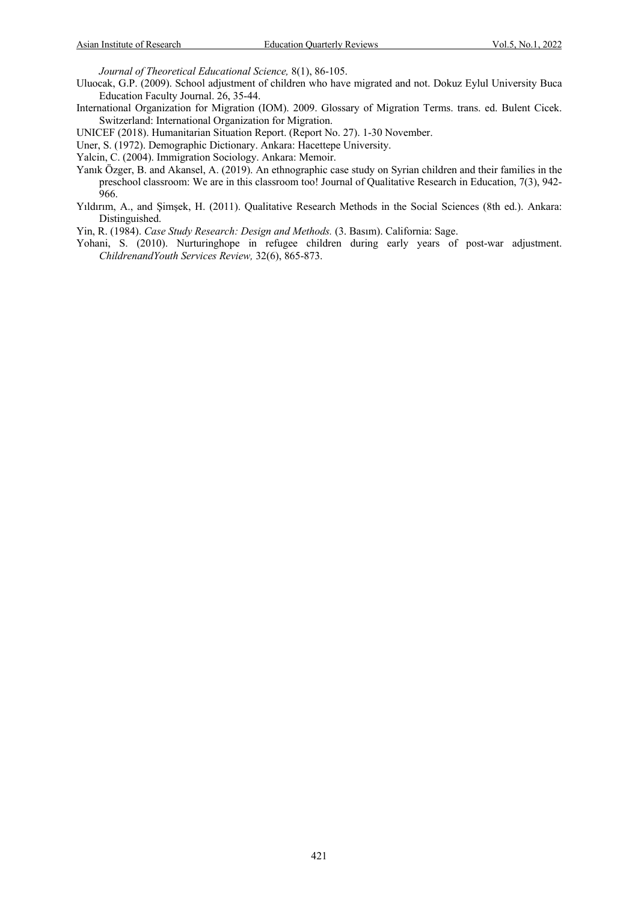*Journal of Theoretical Educational Science,* 8(1), 86-105.

Uluocak, G.P. (2009). School adjustment of children who have migrated and not. Dokuz Eylul University Buca Education Faculty Journal. 26, 35-44.

International Organization for Migration (IOM). 2009. Glossary of Migration Terms. trans. ed. Bulent Cicek. Switzerland: International Organization for Migration.

UNICEF (2018). Humanitarian Situation Report. (Report No. 27). 1-30 November.

Uner, S. (1972). Demographic Dictionary. Ankara: Hacettepe University.

Yalcin, C. (2004). Immigration Sociology. Ankara: Memoir.

Yanık Özger, B. and Akansel, A. (2019). An ethnographic case study on Syrian children and their families in the preschool classroom: We are in this classroom too! Journal of Qualitative Research in Education, 7(3), 942-966.

Yıldırım, A., and Şimşek, H. (2011). Qualitative Research Methods in the Social Sciences (8th ed.). Ankara: Distinguished.

Yin, R. (1984). *Case Study Research: Design and Methods.* (3. Basım). California: Sage.

Yohani, S. (2010). Nurturinghope in refugee children during early years of post-war adjustment. *ChildrenandYouth Services Review,* 32(6), 865-873.